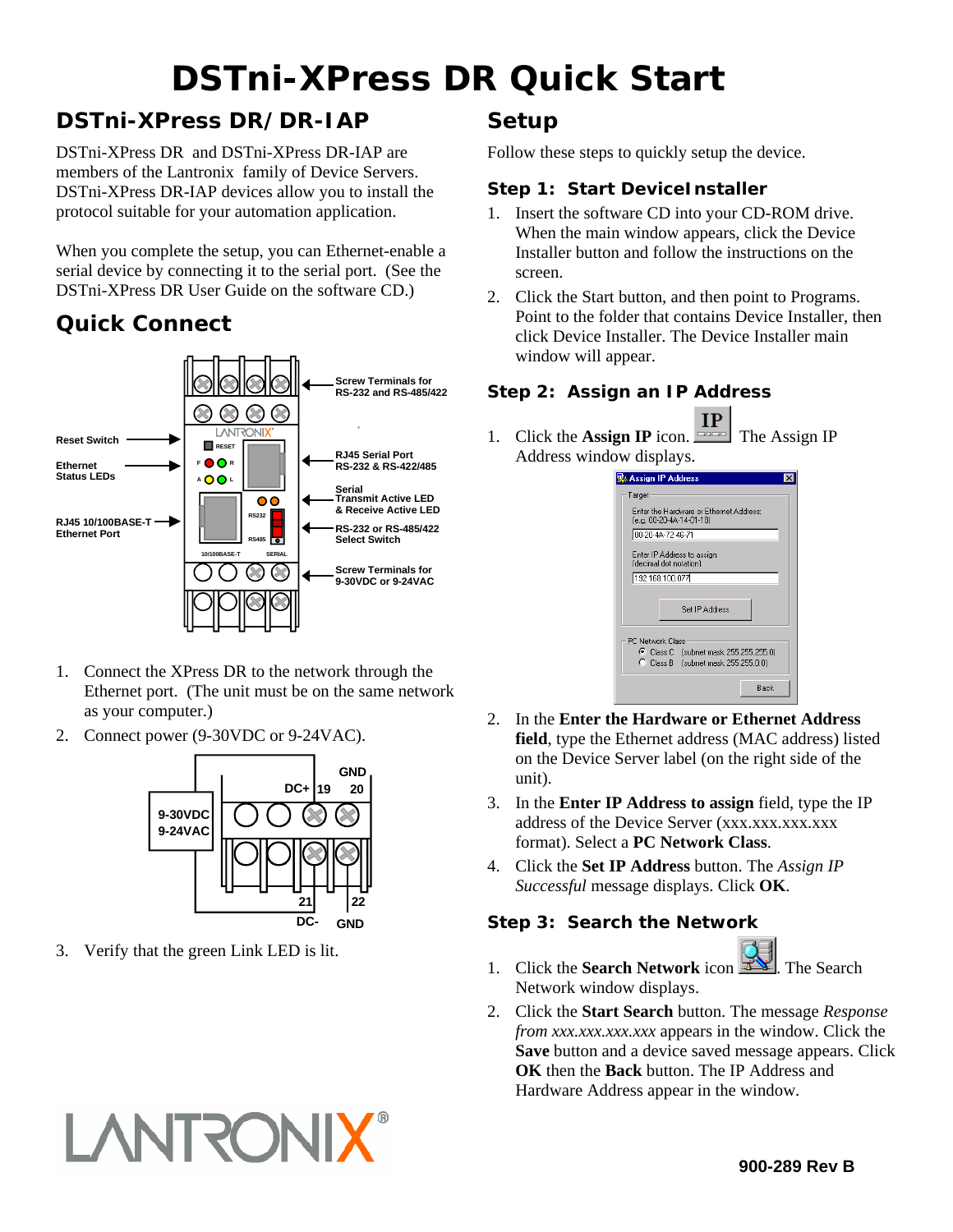# DSTni-XPress DR Quick Start

## DSTni-XPress DR/DR-IAP

DSTni-XPress DR and DSTni-XPress DR-IAP are members of the Lantronix family of Device Servers. DSTni-XPress DR-IAP devices allow you to install the protocol suitable for your automation application.

When you complete the setup, you can Ethernet-enable a serial device by connecting it to the serial port. (See the DSTni-XPress DR User Guide on the software CD.)

## Quick Connect

Reset Switch
Ethernet Status LEDs
RJ45 10/100BASE-T Ethernet Port
Screw Terminals for RS-232 and RS-485/422
RJ45 Serial Port RS-232 & RS-422/485
Serial Transmit Active LED & Receive Active LED
RS-232 or RS-485/422 Select Switch
Screw Terminals for 9-30VDC or 9-24VAC

1. Connect the XPress DR to the network through the Ethernet port. (The unit must be on the same network as your computer.)
2. Connect power (9-30VDC or 9-24VAC).

9-30VDC 9-24VAC
DC+ 19, GND 20, 21 DC-, 22 GND

3. Verify that the green Link LED is lit.

## Setup

Follow these steps to quickly setup the device.

### Step 1: Start DeviceInstaller

1. Insert the software CD into your CD-ROM drive. When the main window appears, click the Device Installer button and follow the instructions on the screen.
2. Click the Start button, and then point to Programs. Point to the folder that contains Device Installer, then click Device Installer. The Device Installer main window will appear.

### Step 2: Assign an IP Address

1. Click the **Assign IP** icon. The Assign IP Address window displays.
2. In the **Enter the Hardware or Ethernet Address field**, type the Ethernet address (MAC address) listed on the Device Server label (on the right side of the unit).
3. In the **Enter IP Address to assign** field, type the IP address of the Device Server (xxx.xxx.xxx.xxx format). Select a **PC Network Class**.
4. Click the **Set IP Address** button. The *Assign IP Successful* message displays. Click **OK**.

### Step 3: Search the Network

1. Click the **Search Network** icon. The Search Network window displays.
2. Click the **Start Search** button. The message *Response from xxx.xxx.xxx.xxx* appears in the window. Click the **Save** button and a device saved message appears. Click **OK** then the **Back** button. The IP Address and Hardware Address appear in the window.

900-289 Rev B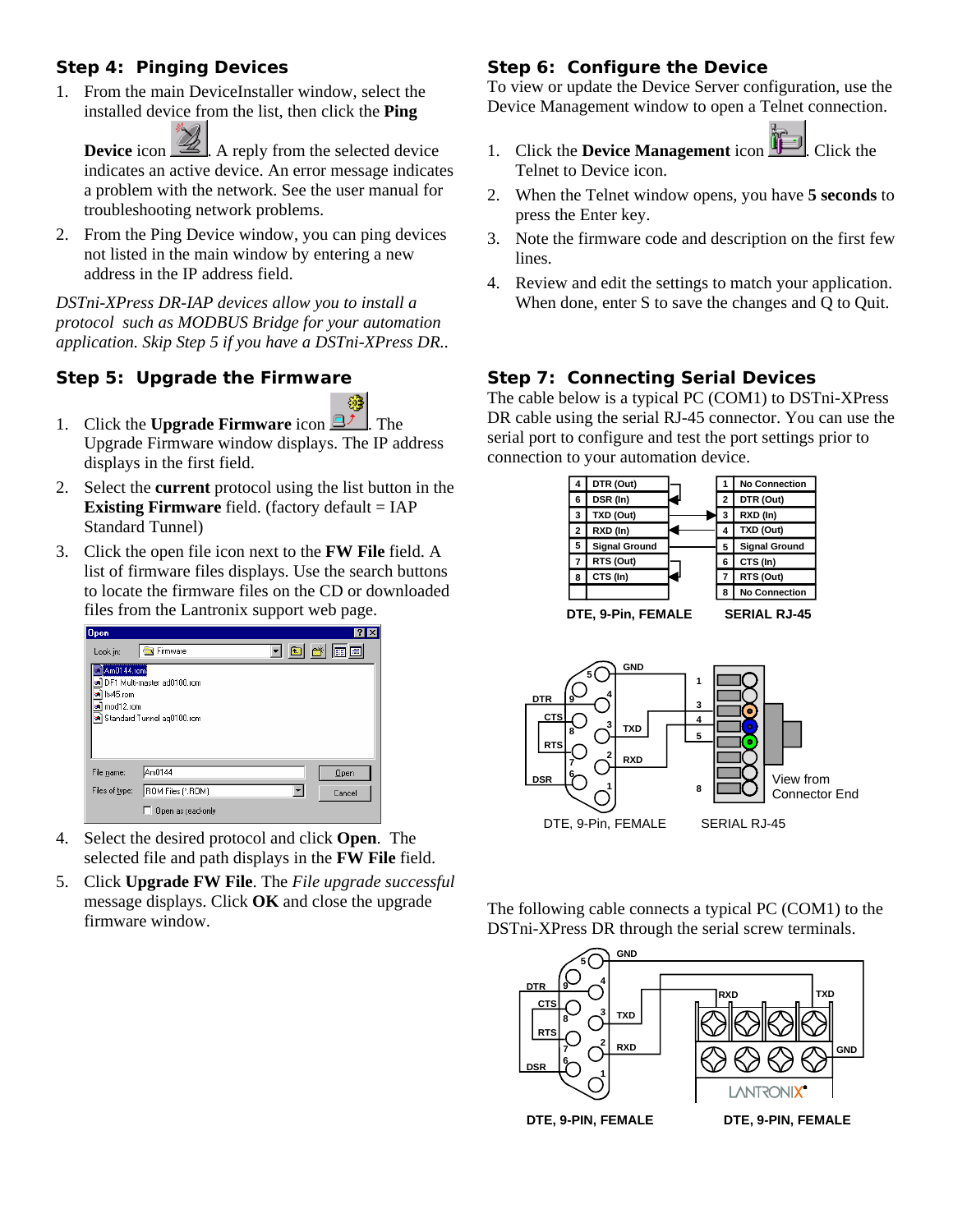## Step 4: Pinging Devices

1. From the main DeviceInstaller window, select the installed device from the list, then click the **Ping Device** icon. A reply from the selected device indicates an active device. An error message indicates a problem with the network. See the user manual for troubleshooting network problems.
2. From the Ping Device window, you can ping devices not listed in the main window by entering a new address in the IP address field.

*DSTni-XPress DR-IAP devices allow you to install a protocol such as MODBUS Bridge for your automation application. Skip Step 5 if you have a DSTni-XPress DR..*

## Step 5: Upgrade the Firmware

1. Click the **Upgrade Firmware** icon. The Upgrade Firmware window displays. The IP address displays in the first field.
2. Select the **current** protocol using the list button in the **Existing Firmware** field. (factory default = IAP Standard Tunnel)
3. Click the open file icon next to the **FW File** field. A list of firmware files displays. Use the search buttons to locate the firmware files on the CD or downloaded files from the Lantronix support web page.
4. Select the desired protocol and click **Open**. The selected file and path displays in the **FW File** field.
5. Click **Upgrade FW File**. The *File upgrade successful* message displays. Click **OK** and close the upgrade firmware window.

## Step 6: Configure the Device

To view or update the Device Server configuration, use the Device Management window to open a Telnet connection.

1. Click the **Device Management** icon. Click the Telnet to Device icon.
2. When the Telnet window opens, you have **5 seconds** to press the Enter key.
3. Note the firmware code and description on the first few lines.
4. Review and edit the settings to match your application. When done, enter S to save the changes and Q to Quit.

## Step 7: Connecting Serial Devices

The cable below is a typical PC (COM1) to DSTni-XPress DR cable using the serial RJ-45 connector. You can use the serial port to configure and test the port settings prior to connection to your automation device.

| DTE, 9-Pin, FEMALE | | SERIAL RJ-45 | |
|---|---|---|---|
| 4 | DTR (Out) | 1 | No Connection |
| 6 | DSR (In) | 2 | DTR (Out) |
| 3 | TXD (Out) | 3 | RXD (In) |
| 2 | RXD (In) | 4 | TXD (Out) |
| 5 | Signal Ground | 5 | Signal Ground |
| 7 | RTS (Out) | 6 | CTS (In) |
| 8 | CTS (In) | 7 | RTS (Out) |
| | | 8 | No Connection |

GND
DTR
CTS
RTS
DSR
TXD
RXD
View from Connector End
DTE, 9-Pin, FEMALE
SERIAL RJ-45

The following cable connects a typical PC (COM1) to the DSTni-XPress DR through the serial screw terminals.

GND
DTR
CTS
RTS
DSR
TXD
RXD
LANTRONIX
DTE, 9-PIN, FEMALE
DTE, 9-PIN, FEMALE